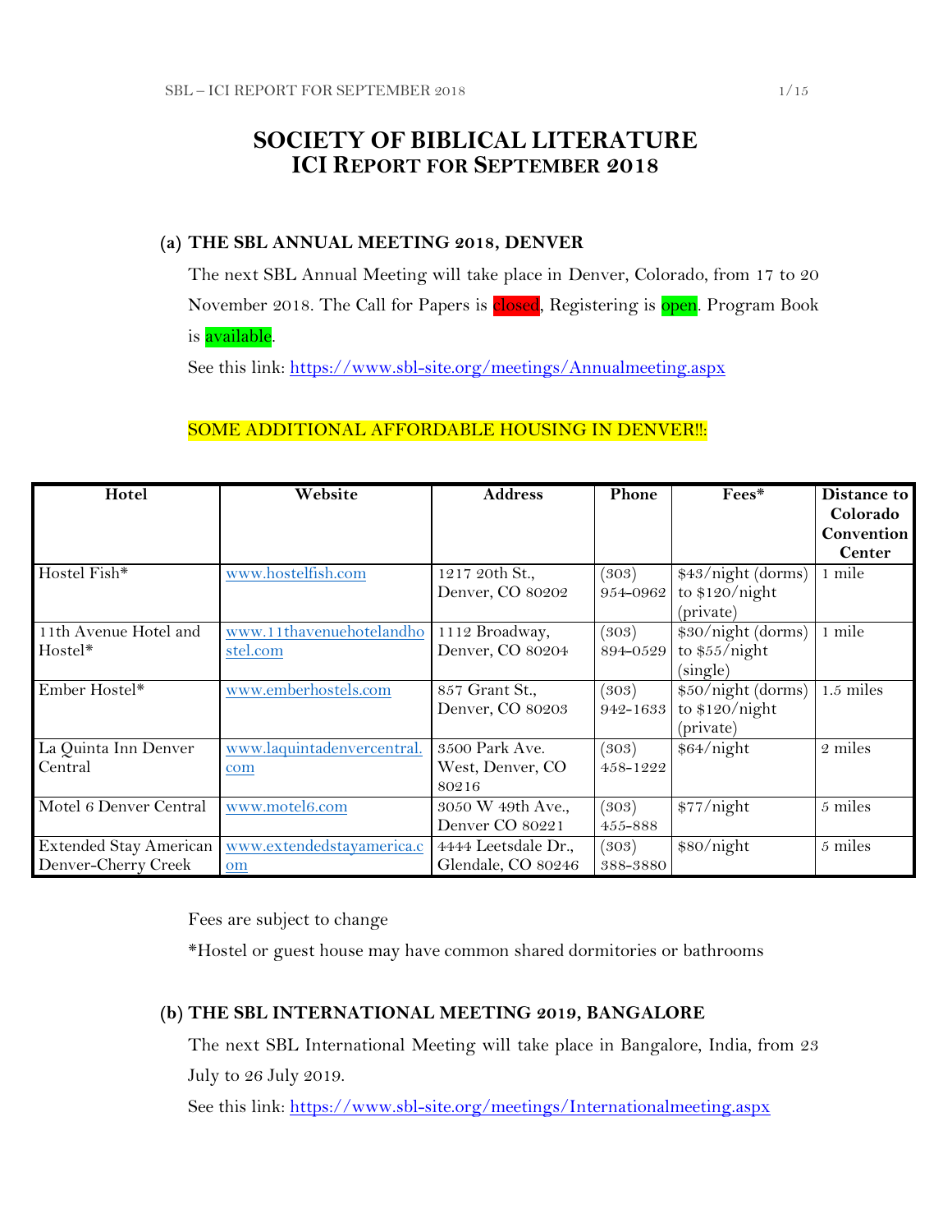# SOCIETY OF BIBLICAL LITERATURE
## ICI REPORT FOR SEPTEMBER 2018

### (a) THE SBL ANNUAL MEETING 2018, DENVER

The next SBL Annual Meeting will take place in Denver, Colorado, from 17 to 20 November 2018. The Call for Papers is closed, Registering is open. Program Book is available.

See this link: https://www.sbl-site.org/meetings/Annualmeeting.aspx

SOME ADDITIONAL AFFORDABLE HOUSING IN DENVER!!:

| Hotel | Website | Address | Phone | Fees* | Distance to Colorado Convention Center |
|---|---|---|---|---|---|
| Hostel Fish* | www.hostelfish.com | 1217 20th St., Denver, CO 80202 | (303) 954-0962 | $43/night (dorms) to $120/night (private) | 1 mile |
| 11th Avenue Hotel and Hostel* | www.11thavenuehotelandhostel.com | 1112 Broadway, Denver, CO 80204 | (303) 894-0529 | $30/night (dorms) to $55/night (single) | 1 mile |
| Ember Hostel* | www.emberhostels.com | 857 Grant St., Denver, CO 80203 | (303) 942-1633 | $50/night (dorms) to $120/night (private) | 1.5 miles |
| La Quinta Inn Denver Central | www.laquintadenvercentral.com | 3500 Park Ave. West, Denver, CO 80216 | (303) 458-1222 | $64/night | 2 miles |
| Motel 6 Denver Central | www.motel6.com | 3050 W 49th Ave., Denver CO 80221 | (303) 455-888 | $77/night | 5 miles |
| Extended Stay American Denver-Cherry Creek | www.extendedstayamerica.com | 4444 Leetsdale Dr., Glendale, CO 80246 | (303) 388-3880 | $80/night | 5 miles |

Fees are subject to change

*Hostel or guest house may have common shared dormitories or bathrooms

### (b) THE SBL INTERNATIONAL MEETING 2019, BANGALORE

The next SBL International Meeting will take place in Bangalore, India, from 23 July to 26 July 2019.

See this link: https://www.sbl-site.org/meetings/Internationalmeeting.aspx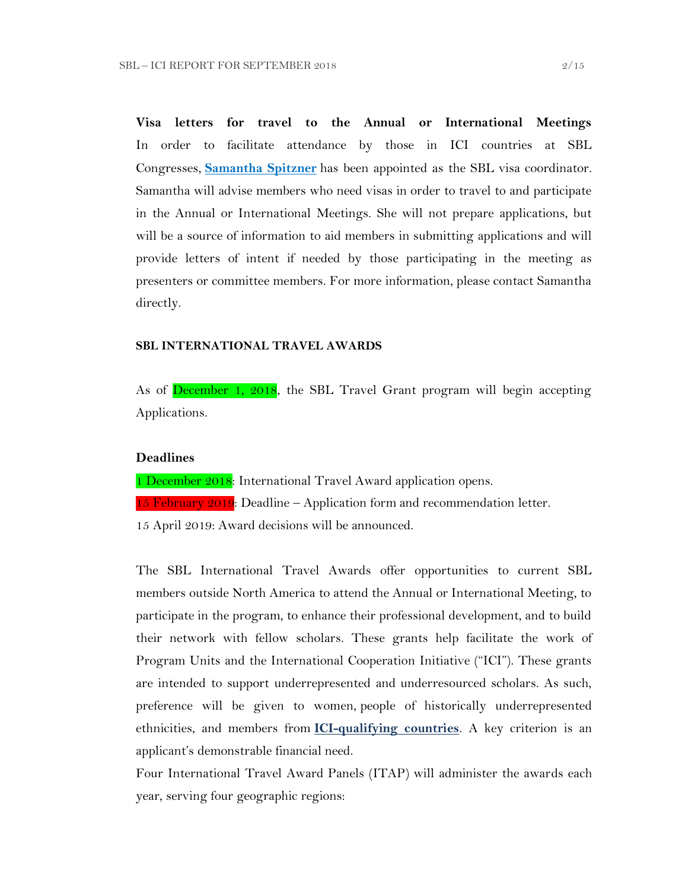**Visa letters for travel to the Annual or International Meetings**
In order to facilitate attendance by those in ICI countries at SBL Congresses, **Samantha Spitzner** has been appointed as the SBL visa coordinator. Samantha will advise members who need visas in order to travel to and participate in the Annual or International Meetings. She will not prepare applications, but will be a source of information to aid members in submitting applications and will provide letters of intent if needed by those participating in the meeting as presenters or committee members. For more information, please contact Samantha directly.

## SBL INTERNATIONAL TRAVEL AWARDS

As of December 1, 2018, the SBL Travel Grant program will begin accepting Applications.

**Deadlines**

1 December 2018: International Travel Award application opens.
15 February 2019: Deadline – Application form and recommendation letter.
15 April 2019: Award decisions will be announced.

The SBL International Travel Awards offer opportunities to current SBL members outside North America to attend the Annual or International Meeting, to participate in the program, to enhance their professional development, and to build their network with fellow scholars. These grants help facilitate the work of Program Units and the International Cooperation Initiative ("ICI"). These grants are intended to support underrepresented and underresourced scholars. As such, preference will be given to women, people of historically underrepresented ethnicities, and members from **ICI-qualifying countries**. A key criterion is an applicant's demonstrable financial need.
Four International Travel Award Panels (ITAP) will administer the awards each year, serving four geographic regions: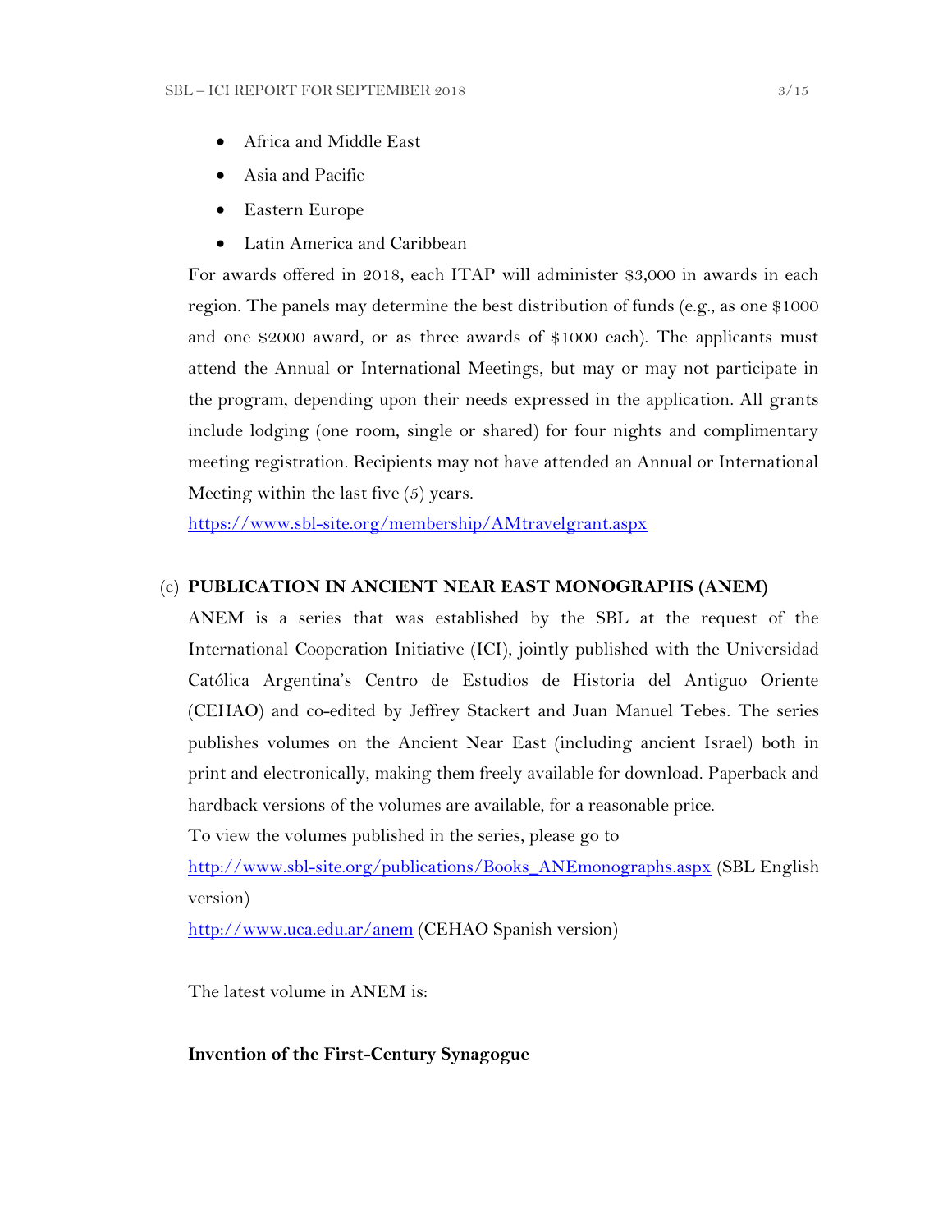- Africa and Middle East
- Asia and Pacific
- Eastern Europe
- Latin America and Caribbean

For awards offered in 2018, each ITAP will administer $3,000 in awards in each region. The panels may determine the best distribution of funds (e.g., as one $1000 and one $2000 award, or as three awards of $1000 each). The applicants must attend the Annual or International Meetings, but may or may not participate in the program, depending upon their needs expressed in the application. All grants include lodging (one room, single or shared) for four nights and complimentary meeting registration. Recipients may not have attended an Annual or International Meeting within the last five (5) years.

https://www.sbl-site.org/membership/AMtravelgrant.aspx

(c) **PUBLICATION IN ANCIENT NEAR EAST MONOGRAPHS (ANEM)**

ANEM is a series that was established by the SBL at the request of the International Cooperation Initiative (ICI), jointly published with the Universidad Católica Argentina's Centro de Estudios de Historia del Antiguo Oriente (CEHAO) and co-edited by Jeffrey Stackert and Juan Manuel Tebes. The series publishes volumes on the Ancient Near East (including ancient Israel) both in print and electronically, making them freely available for download. Paperback and hardback versions of the volumes are available, for a reasonable price.

To view the volumes published in the series, please go to

http://www.sbl-site.org/publications/Books_ANEmonographs.aspx (SBL English version)

http://www.uca.edu.ar/anem (CEHAO Spanish version)

The latest volume in ANEM is:

**Invention of the First-Century Synagogue**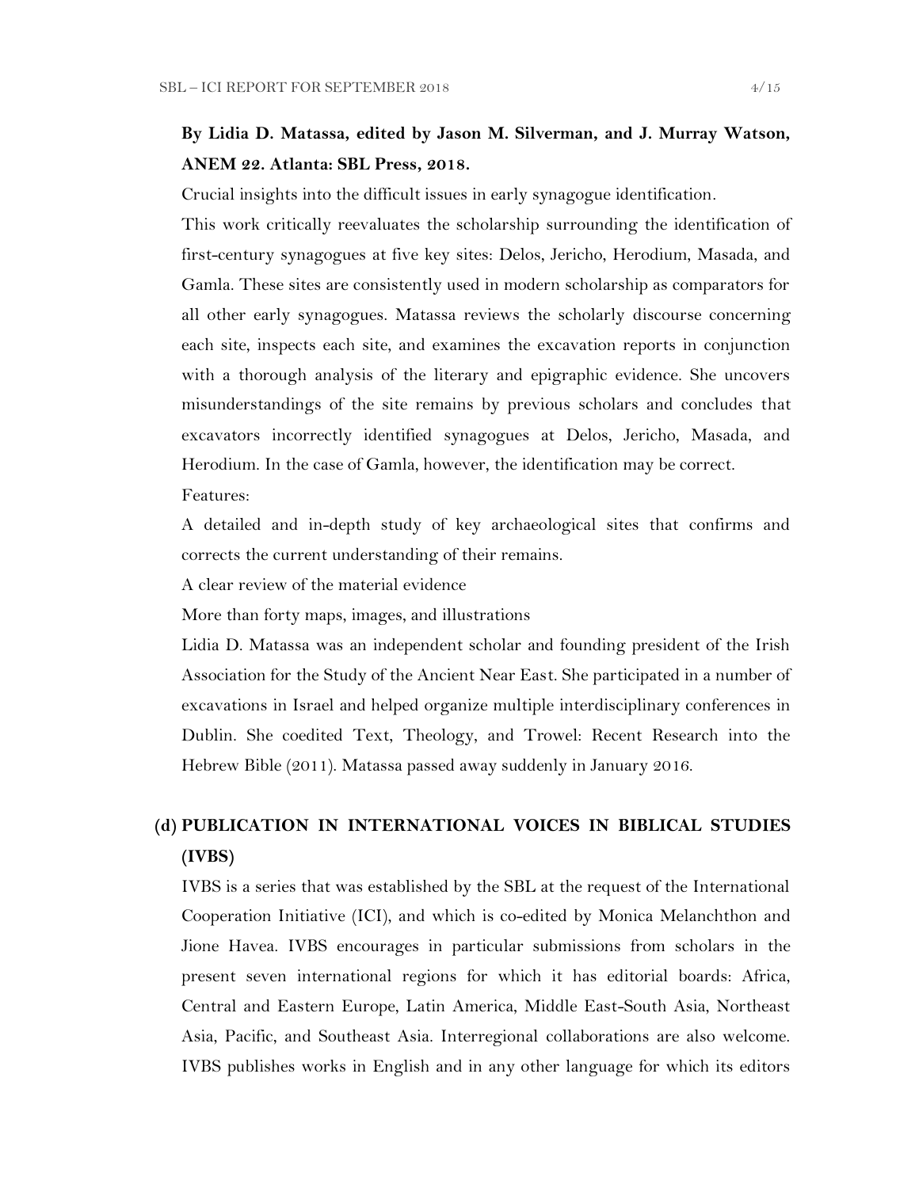**By Lidia D. Matassa, edited by Jason M. Silverman, and J. Murray Watson, ANEM 22. Atlanta: SBL Press, 2018.**

Crucial insights into the difficult issues in early synagogue identification.

This work critically reevaluates the scholarship surrounding the identification of first-century synagogues at five key sites: Delos, Jericho, Herodium, Masada, and Gamla. These sites are consistently used in modern scholarship as comparators for all other early synagogues. Matassa reviews the scholarly discourse concerning each site, inspects each site, and examines the excavation reports in conjunction with a thorough analysis of the literary and epigraphic evidence. She uncovers misunderstandings of the site remains by previous scholars and concludes that excavators incorrectly identified synagogues at Delos, Jericho, Masada, and Herodium. In the case of Gamla, however, the identification may be correct.

Features:

A detailed and in-depth study of key archaeological sites that confirms and corrects the current understanding of their remains.

A clear review of the material evidence

More than forty maps, images, and illustrations

Lidia D. Matassa was an independent scholar and founding president of the Irish Association for the Study of the Ancient Near East. She participated in a number of excavations in Israel and helped organize multiple interdisciplinary conferences in Dublin. She coedited Text, Theology, and Trowel: Recent Research into the Hebrew Bible (2011). Matassa passed away suddenly in January 2016.

## (d) PUBLICATION IN INTERNATIONAL VOICES IN BIBLICAL STUDIES (IVBS)

IVBS is a series that was established by the SBL at the request of the International Cooperation Initiative (ICI), and which is co-edited by Monica Melanchthon and Jione Havea. IVBS encourages in particular submissions from scholars in the present seven international regions for which it has editorial boards: Africa, Central and Eastern Europe, Latin America, Middle East-South Asia, Northeast Asia, Pacific, and Southeast Asia. Interregional collaborations are also welcome. IVBS publishes works in English and in any other language for which its editors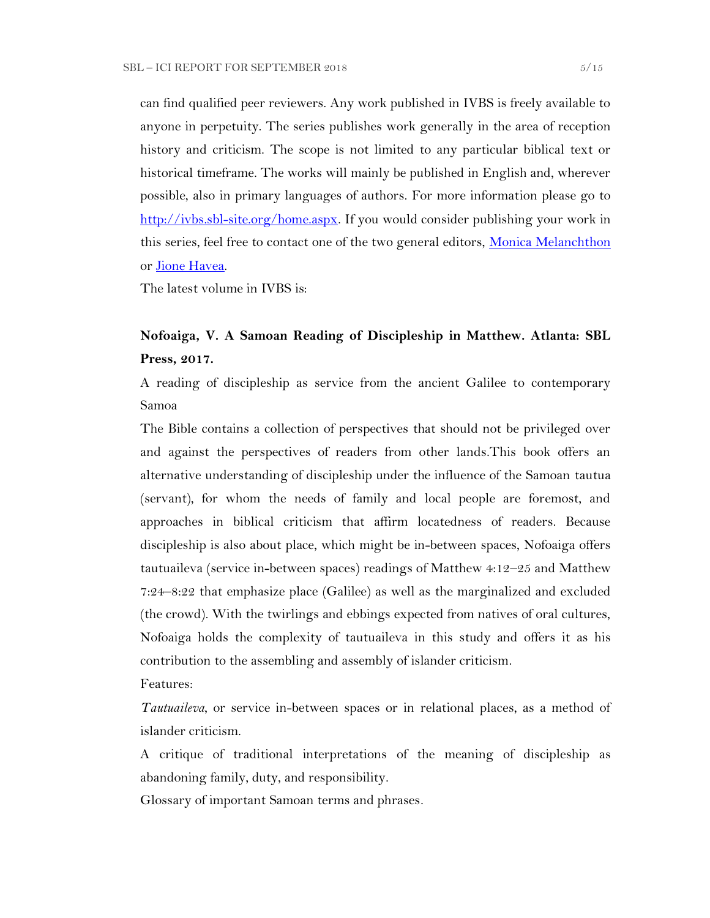can find qualified peer reviewers. Any work published in IVBS is freely available to anyone in perpetuity. The series publishes work generally in the area of reception history and criticism. The scope is not limited to any particular biblical text or historical timeframe. The works will mainly be published in English and, wherever possible, also in primary languages of authors. For more information please go to [http://ivbs.sbl-site.org/home.aspx](http://ivbs.sbl-site.org/home.aspx). If you would consider publishing your work in this series, feel free to contact one of the two general editors, [Monica Melanchthon](#) or [Jione Havea](#).

The latest volume in IVBS is:

**Nofoaiga, V. A Samoan Reading of Discipleship in Matthew. Atlanta: SBL Press, 2017.**

A reading of discipleship as service from the ancient Galilee to contemporary Samoa

The Bible contains a collection of perspectives that should not be privileged over and against the perspectives of readers from other lands.This book offers an alternative understanding of discipleship under the influence of the Samoan tautua (servant), for whom the needs of family and local people are foremost, and approaches in biblical criticism that affirm locatedness of readers. Because discipleship is also about place, which might be in-between spaces, Nofoaiga offers tautuaileva (service in-between spaces) readings of Matthew 4:12–25 and Matthew 7:24–8:22 that emphasize place (Galilee) as well as the marginalized and excluded (the crowd). With the twirlings and ebbings expected from natives of oral cultures, Nofoaiga holds the complexity of tautuaileva in this study and offers it as his contribution to the assembling and assembly of islander criticism.

Features:

*Tautuaileva*, or service in-between spaces or in relational places, as a method of islander criticism.

A critique of traditional interpretations of the meaning of discipleship as abandoning family, duty, and responsibility.

Glossary of important Samoan terms and phrases.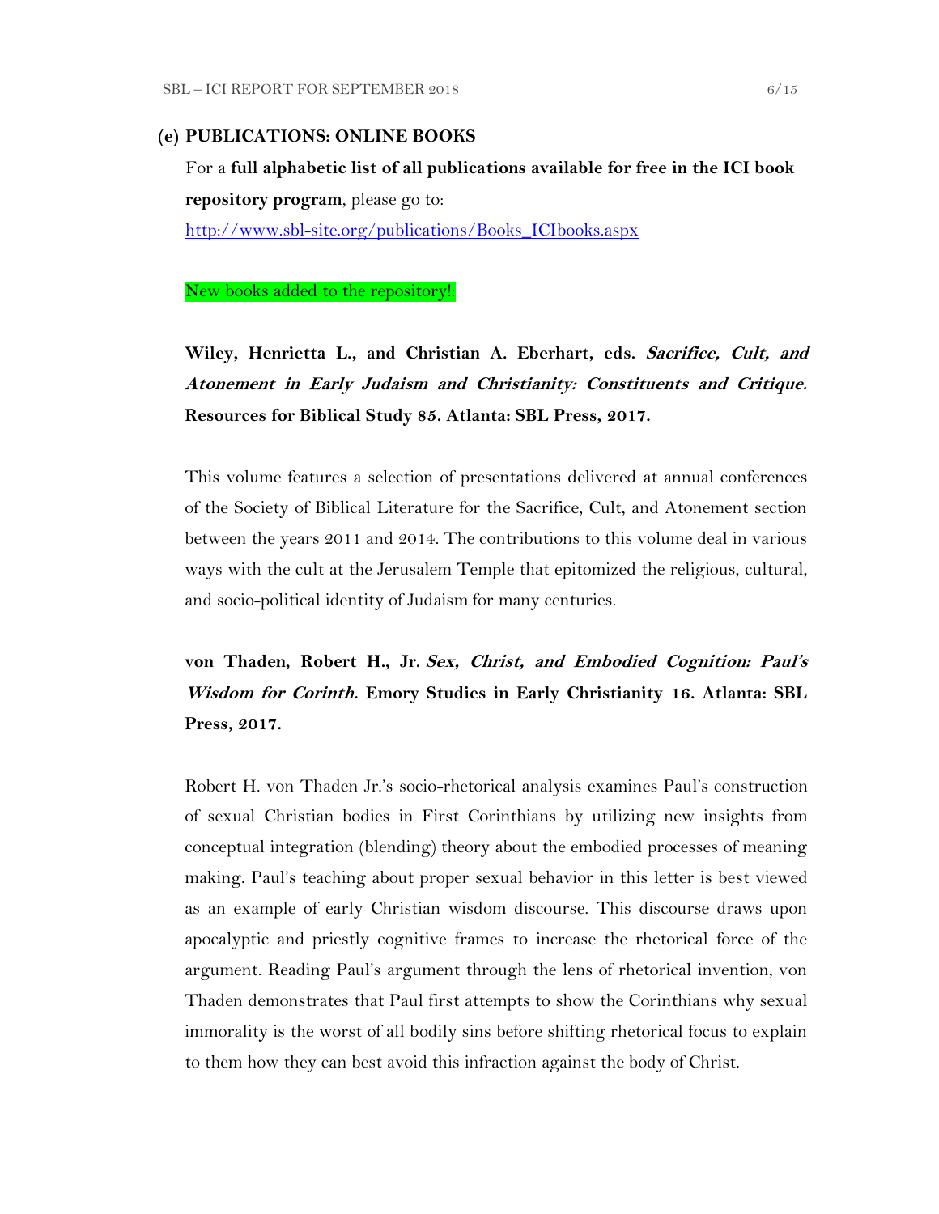## (e) PUBLICATIONS: ONLINE BOOKS

For a **full alphabetic list of all publications available for free in the ICI book repository program**, please go to:
[http://www.sbl-site.org/publications/Books_ICIbooks.aspx](http://www.sbl-site.org/publications/Books_ICIbooks.aspx)

New books added to the repository!:

**Wiley, Henrietta L., and Christian A. Eberhart, eds. *Sacrifice, Cult, and Atonement in Early Judaism and Christianity: Constituents and Critique.* Resources for Biblical Study 85. Atlanta: SBL Press, 2017.**

This volume features a selection of presentations delivered at annual conferences of the Society of Biblical Literature for the Sacrifice, Cult, and Atonement section between the years 2011 and 2014. The contributions to this volume deal in various ways with the cult at the Jerusalem Temple that epitomized the religious, cultural, and socio-political identity of Judaism for many centuries.

**von Thaden, Robert H., Jr. *Sex, Christ, and Embodied Cognition: Paul's Wisdom for Corinth.* Emory Studies in Early Christianity 16. Atlanta: SBL Press, 2017.**

Robert H. von Thaden Jr.'s socio-rhetorical analysis examines Paul's construction of sexual Christian bodies in First Corinthians by utilizing new insights from conceptual integration (blending) theory about the embodied processes of meaning making. Paul's teaching about proper sexual behavior in this letter is best viewed as an example of early Christian wisdom discourse. This discourse draws upon apocalyptic and priestly cognitive frames to increase the rhetorical force of the argument. Reading Paul's argument through the lens of rhetorical invention, von Thaden demonstrates that Paul first attempts to show the Corinthians why sexual immorality is the worst of all bodily sins before shifting rhetorical focus to explain to them how they can best avoid this infraction against the body of Christ.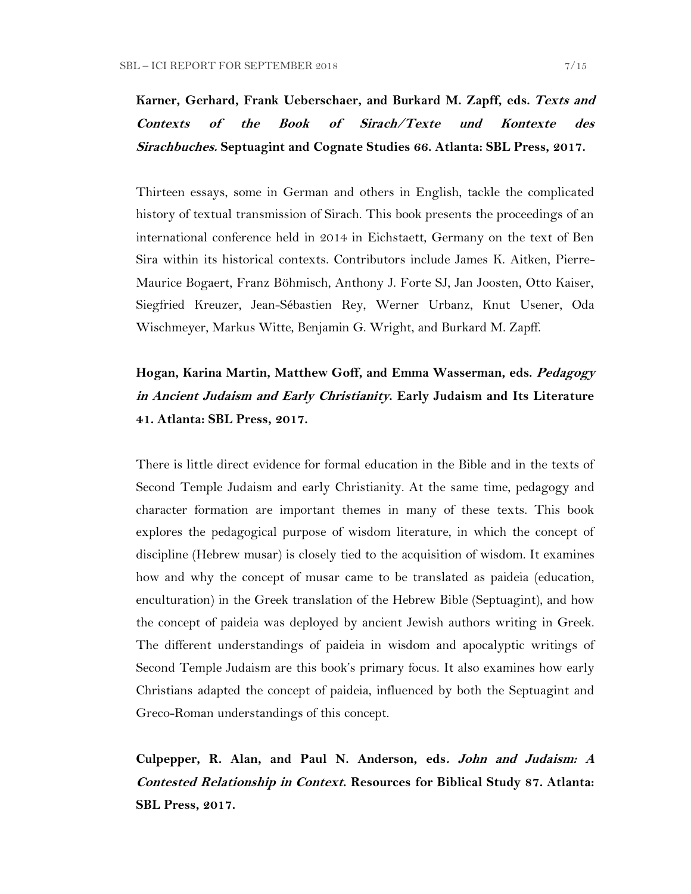**Karner, Gerhard, Frank Ueberschaer, and Burkard M. Zapff, eds. *Texts and Contexts of the Book of Sirach/Texte und Kontexte des Sirachbuches.* Septuagint and Cognate Studies 66. Atlanta: SBL Press, 2017.**

Thirteen essays, some in German and others in English, tackle the complicated history of textual transmission of Sirach. This book presents the proceedings of an international conference held in 2014 in Eichstaett, Germany on the text of Ben Sira within its historical contexts. Contributors include James K. Aitken, Pierre-Maurice Bogaert, Franz Böhmisch, Anthony J. Forte SJ, Jan Joosten, Otto Kaiser, Siegfried Kreuzer, Jean-Sébastien Rey, Werner Urbanz, Knut Usener, Oda Wischmeyer, Markus Witte, Benjamin G. Wright, and Burkard M. Zapff.

**Hogan, Karina Martin, Matthew Goff, and Emma Wasserman, eds. *Pedagogy in Ancient Judaism and Early Christianity.* Early Judaism and Its Literature 41. Atlanta: SBL Press, 2017.**

There is little direct evidence for formal education in the Bible and in the texts of Second Temple Judaism and early Christianity. At the same time, pedagogy and character formation are important themes in many of these texts. This book explores the pedagogical purpose of wisdom literature, in which the concept of discipline (Hebrew musar) is closely tied to the acquisition of wisdom. It examines how and why the concept of musar came to be translated as paideia (education, enculturation) in the Greek translation of the Hebrew Bible (Septuagint), and how the concept of paideia was deployed by ancient Jewish authors writing in Greek. The different understandings of paideia in wisdom and apocalyptic writings of Second Temple Judaism are this book's primary focus. It also examines how early Christians adapted the concept of paideia, influenced by both the Septuagint and Greco-Roman understandings of this concept.

**Culpepper, R. Alan, and Paul N. Anderson, eds. *John and Judaism: A Contested Relationship in Context.* Resources for Biblical Study 87. Atlanta: SBL Press, 2017.**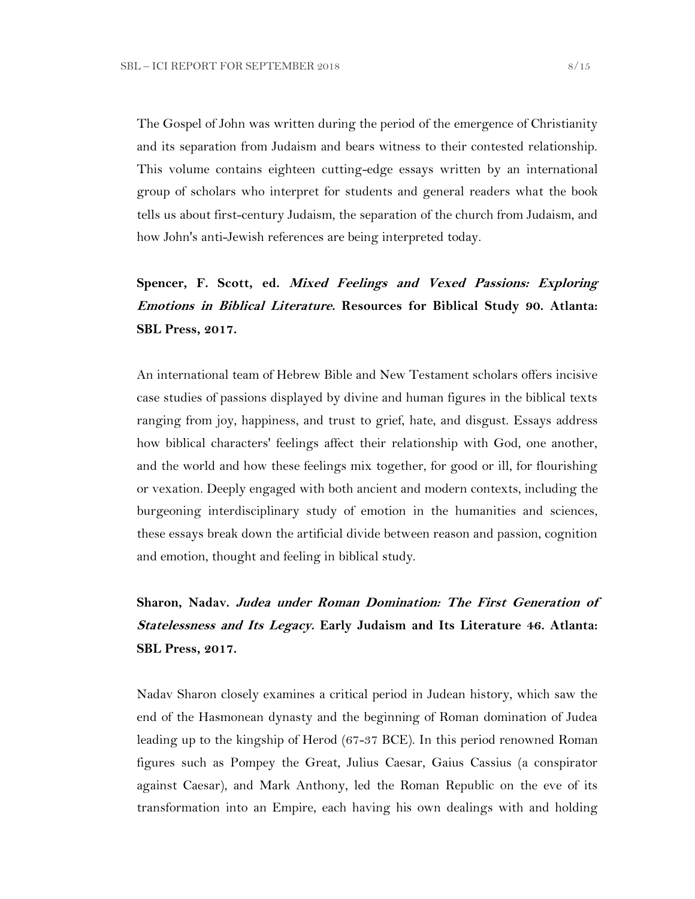The Gospel of John was written during the period of the emergence of Christianity and its separation from Judaism and bears witness to their contested relationship. This volume contains eighteen cutting-edge essays written by an international group of scholars who interpret for students and general readers what the book tells us about first-century Judaism, the separation of the church from Judaism, and how John's anti-Jewish references are being interpreted today.

**Spencer, F. Scott, ed. *Mixed Feelings and Vexed Passions: Exploring Emotions in Biblical Literature.* Resources for Biblical Study 90. Atlanta: SBL Press, 2017.**

An international team of Hebrew Bible and New Testament scholars offers incisive case studies of passions displayed by divine and human figures in the biblical texts ranging from joy, happiness, and trust to grief, hate, and disgust. Essays address how biblical characters' feelings affect their relationship with God, one another, and the world and how these feelings mix together, for good or ill, for flourishing or vexation. Deeply engaged with both ancient and modern contexts, including the burgeoning interdisciplinary study of emotion in the humanities and sciences, these essays break down the artificial divide between reason and passion, cognition and emotion, thought and feeling in biblical study.

**Sharon, Nadav. *Judea under Roman Domination: The First Generation of Statelessness and Its Legacy.* Early Judaism and Its Literature 46. Atlanta: SBL Press, 2017.**

Nadav Sharon closely examines a critical period in Judean history, which saw the end of the Hasmonean dynasty and the beginning of Roman domination of Judea leading up to the kingship of Herod (67-37 BCE). In this period renowned Roman figures such as Pompey the Great, Julius Caesar, Gaius Cassius (a conspirator against Caesar), and Mark Anthony, led the Roman Republic on the eve of its transformation into an Empire, each having his own dealings with and holding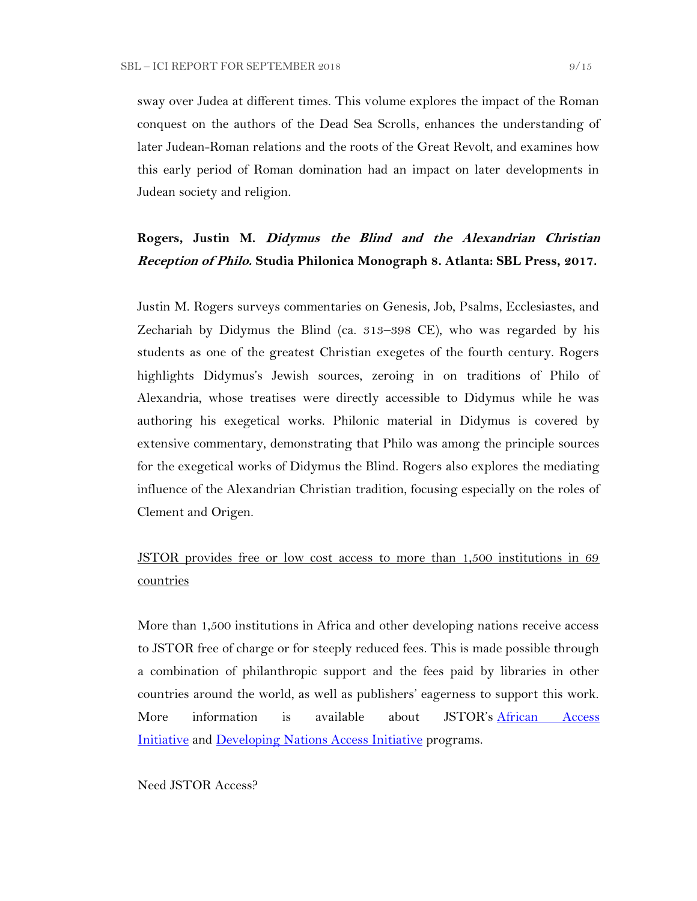sway over Judea at different times. This volume explores the impact of the Roman conquest on the authors of the Dead Sea Scrolls, enhances the understanding of later Judean-Roman relations and the roots of the Great Revolt, and examines how this early period of Roman domination had an impact on later developments in Judean society and religion.

**Rogers, Justin M. *Didymus the Blind and the Alexandrian Christian Reception of Philo.* Studia Philonica Monograph 8. Atlanta: SBL Press, 2017.**

Justin M. Rogers surveys commentaries on Genesis, Job, Psalms, Ecclesiastes, and Zechariah by Didymus the Blind (ca. 313–398 CE), who was regarded by his students as one of the greatest Christian exegetes of the fourth century. Rogers highlights Didymus's Jewish sources, zeroing in on traditions of Philo of Alexandria, whose treatises were directly accessible to Didymus while he was authoring his exegetical works. Philonic material in Didymus is covered by extensive commentary, demonstrating that Philo was among the principle sources for the exegetical works of Didymus the Blind. Rogers also explores the mediating influence of the Alexandrian Christian tradition, focusing especially on the roles of Clement and Origen.

JSTOR provides free or low cost access to more than 1,500 institutions in 69 countries

More than 1,500 institutions in Africa and other developing nations receive access to JSTOR free of charge or for steeply reduced fees. This is made possible through a combination of philanthropic support and the fees paid by libraries in other countries around the world, as well as publishers' eagerness to support this work. More information is available about JSTOR's African Access Initiative and Developing Nations Access Initiative programs.

Need JSTOR Access?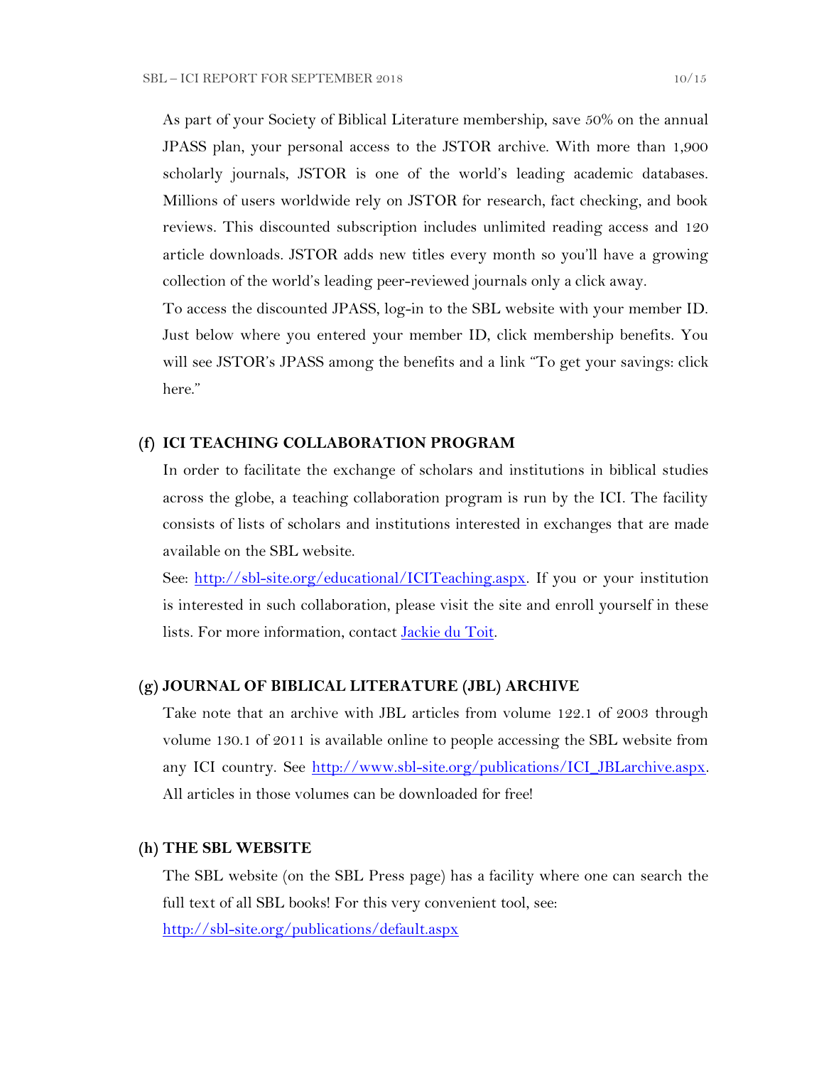As part of your Society of Biblical Literature membership, save 50% on the annual JPASS plan, your personal access to the JSTOR archive. With more than 1,900 scholarly journals, JSTOR is one of the world's leading academic databases. Millions of users worldwide rely on JSTOR for research, fact checking, and book reviews. This discounted subscription includes unlimited reading access and 120 article downloads. JSTOR adds new titles every month so you'll have a growing collection of the world's leading peer-reviewed journals only a click away.

To access the discounted JPASS, log-in to the SBL website with your member ID. Just below where you entered your member ID, click membership benefits. You will see JSTOR's JPASS among the benefits and a link "To get your savings: click here."

### (f) ICI TEACHING COLLABORATION PROGRAM

In order to facilitate the exchange of scholars and institutions in biblical studies across the globe, a teaching collaboration program is run by the ICI. The facility consists of lists of scholars and institutions interested in exchanges that are made available on the SBL website.

See: [http://sbl-site.org/educational/ICITeaching.aspx](http://sbl-site.org/educational/ICITeaching.aspx). If you or your institution is interested in such collaboration, please visit the site and enroll yourself in these lists. For more information, contact Jackie du Toit.

### (g) JOURNAL OF BIBLICAL LITERATURE (JBL) ARCHIVE

Take note that an archive with JBL articles from volume 122.1 of 2003 through volume 130.1 of 2011 is available online to people accessing the SBL website from any ICI country. See [http://www.sbl-site.org/publications/ICI_JBLarchive.aspx](http://www.sbl-site.org/publications/ICI_JBLarchive.aspx). All articles in those volumes can be downloaded for free!

### (h) THE SBL WEBSITE

The SBL website (on the SBL Press page) has a facility where one can search the full text of all SBL books! For this very convenient tool, see:
[http://sbl-site.org/publications/default.aspx](http://sbl-site.org/publications/default.aspx)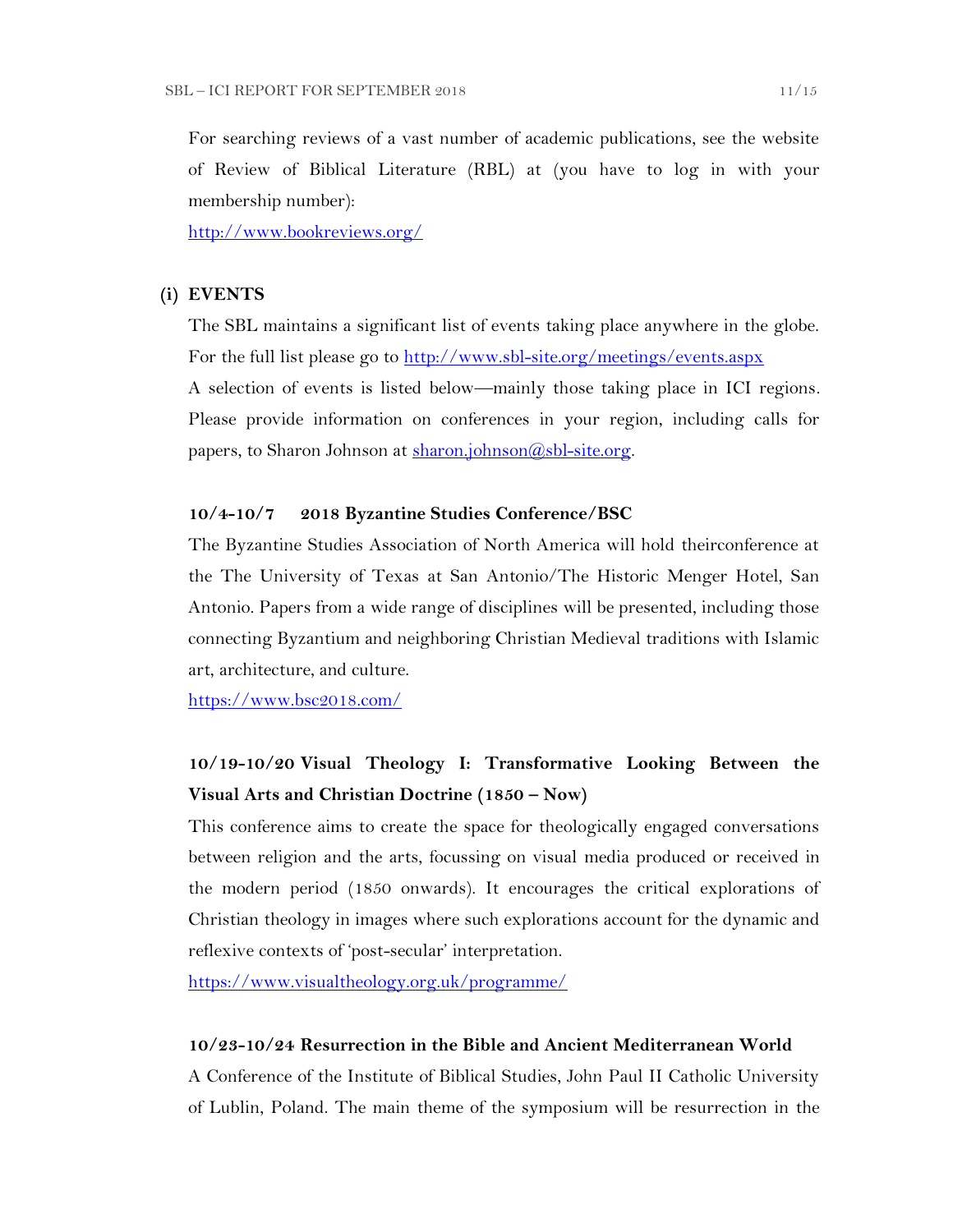For searching reviews of a vast number of academic publications, see the website of Review of Biblical Literature (RBL) at (you have to log in with your membership number):
http://www.bookreviews.org/

## (i) EVENTS

The SBL maintains a significant list of events taking place anywhere in the globe. For the full list please go to http://www.sbl-site.org/meetings/events.aspx

A selection of events is listed below—mainly those taking place in ICI regions. Please provide information on conferences in your region, including calls for papers, to Sharon Johnson at sharon.johnson@sbl-site.org.

### 10/4-10/7 2018 Byzantine Studies Conference/BSC

The Byzantine Studies Association of North America will hold theirconference at the The University of Texas at San Antonio/The Historic Menger Hotel, San Antonio. Papers from a wide range of disciplines will be presented, including those connecting Byzantium and neighboring Christian Medieval traditions with Islamic art, architecture, and culture.
https://www.bsc2018.com/

### 10/19-10/20 Visual Theology I: Transformative Looking Between the Visual Arts and Christian Doctrine (1850 – Now)

This conference aims to create the space for theologically engaged conversations between religion and the arts, focussing on visual media produced or received in the modern period (1850 onwards). It encourages the critical explorations of Christian theology in images where such explorations account for the dynamic and reflexive contexts of 'post-secular' interpretation.
https://www.visualtheology.org.uk/programme/

### 10/23-10/24 Resurrection in the Bible and Ancient Mediterranean World

A Conference of the Institute of Biblical Studies, John Paul II Catholic University of Lublin, Poland. The main theme of the symposium will be resurrection in the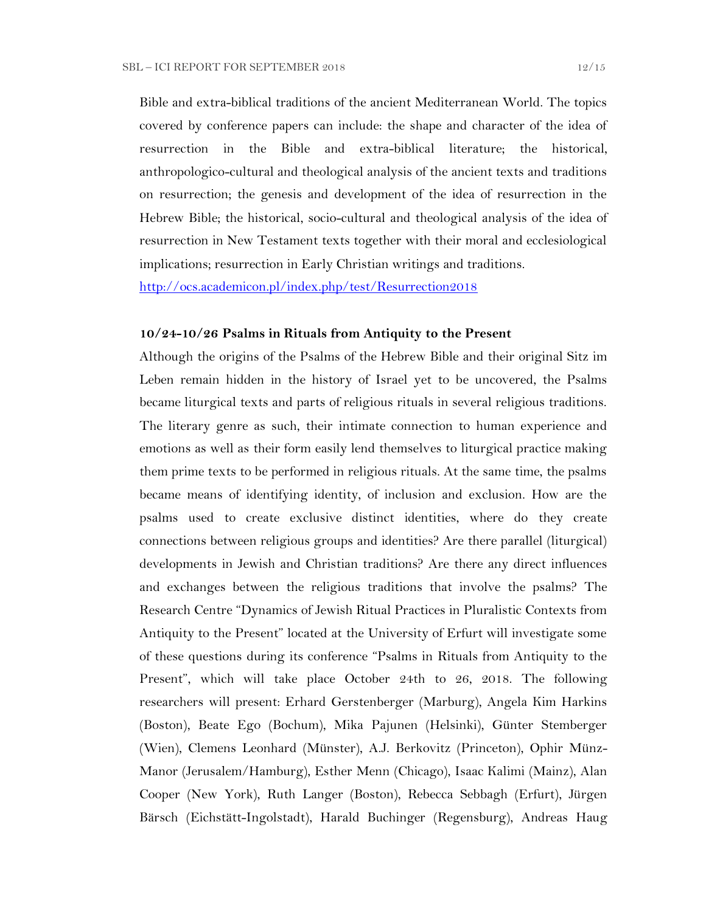Bible and extra-biblical traditions of the ancient Mediterranean World. The topics covered by conference papers can include: the shape and character of the idea of resurrection in the Bible and extra-biblical literature; the historical, anthropologico-cultural and theological analysis of the ancient texts and traditions on resurrection; the genesis and development of the idea of resurrection in the Hebrew Bible; the historical, socio-cultural and theological analysis of the idea of resurrection in New Testament texts together with their moral and ecclesiological implications; resurrection in Early Christian writings and traditions.

[http://ocs.academicon.pl/index.php/test/Resurrection2018](http://ocs.academicon.pl/index.php/test/Resurrection2018)

**10/24-10/26 Psalms in Rituals from Antiquity to the Present**

Although the origins of the Psalms of the Hebrew Bible and their original Sitz im Leben remain hidden in the history of Israel yet to be uncovered, the Psalms became liturgical texts and parts of religious rituals in several religious traditions. The literary genre as such, their intimate connection to human experience and emotions as well as their form easily lend themselves to liturgical practice making them prime texts to be performed in religious rituals. At the same time, the psalms became means of identifying identity, of inclusion and exclusion. How are the psalms used to create exclusive distinct identities, where do they create connections between religious groups and identities? Are there parallel (liturgical) developments in Jewish and Christian traditions? Are there any direct influences and exchanges between the religious traditions that involve the psalms? The Research Centre "Dynamics of Jewish Ritual Practices in Pluralistic Contexts from Antiquity to the Present" located at the University of Erfurt will investigate some of these questions during its conference "Psalms in Rituals from Antiquity to the Present", which will take place October 24th to 26, 2018. The following researchers will present: Erhard Gerstenberger (Marburg), Angela Kim Harkins (Boston), Beate Ego (Bochum), Mika Pajunen (Helsinki), Günter Stemberger (Wien), Clemens Leonhard (Münster), A.J. Berkovitz (Princeton), Ophir Münz-Manor (Jerusalem/Hamburg), Esther Menn (Chicago), Isaac Kalimi (Mainz), Alan Cooper (New York), Ruth Langer (Boston), Rebecca Sebbagh (Erfurt), Jürgen Bärsch (Eichstätt-Ingolstadt), Harald Buchinger (Regensburg), Andreas Haug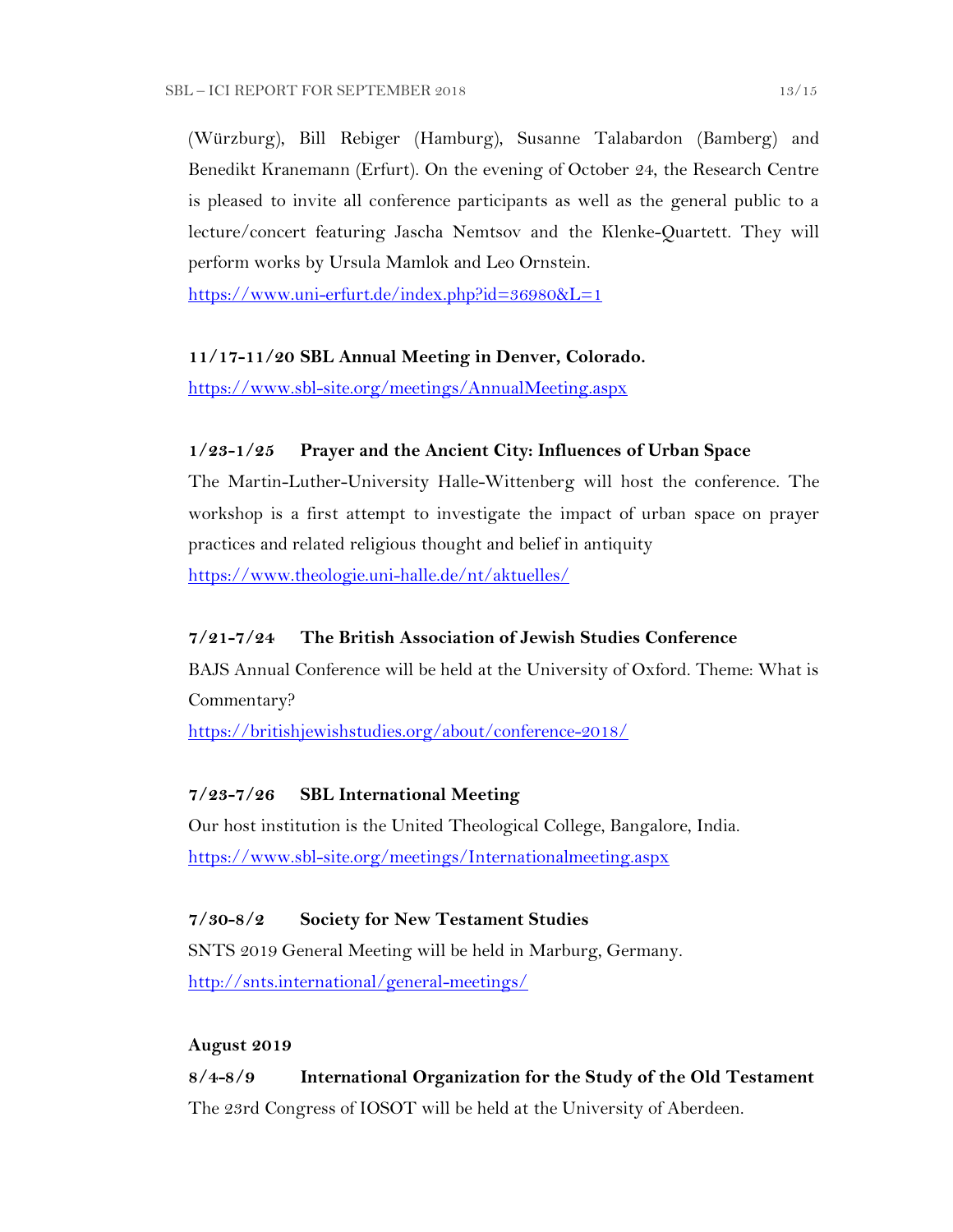(Würzburg), Bill Rebiger (Hamburg), Susanne Talabardon (Bamberg) and Benedikt Kranemann (Erfurt). On the evening of October 24, the Research Centre is pleased to invite all conference participants as well as the general public to a lecture/concert featuring Jascha Nemtsov and the Klenke-Quartett. They will perform works by Ursula Mamlok and Leo Ornstein.
https://www.uni-erfurt.de/index.php?id=36980&L=1

**11/17-11/20 SBL Annual Meeting in Denver, Colorado.**
https://www.sbl-site.org/meetings/AnnualMeeting.aspx

**1/23-1/25 Prayer and the Ancient City: Influences of Urban Space**
The Martin-Luther-University Halle-Wittenberg will host the conference. The workshop is a first attempt to investigate the impact of urban space on prayer practices and related religious thought and belief in antiquity
https://www.theologie.uni-halle.de/nt/aktuelles/

**7/21-7/24 The British Association of Jewish Studies Conference**
BAJS Annual Conference will be held at the University of Oxford. Theme: What is Commentary?
https://britishjewishstudies.org/about/conference-2018/

**7/23-7/26 SBL International Meeting**
Our host institution is the United Theological College, Bangalore, India.
https://www.sbl-site.org/meetings/Internationalmeeting.aspx

**7/30-8/2 Society for New Testament Studies**
SNTS 2019 General Meeting will be held in Marburg, Germany.
http://snts.international/general-meetings/

**August 2019**

**8/4-8/9 International Organization for the Study of the Old Testament**
The 23rd Congress of IOSOT will be held at the University of Aberdeen.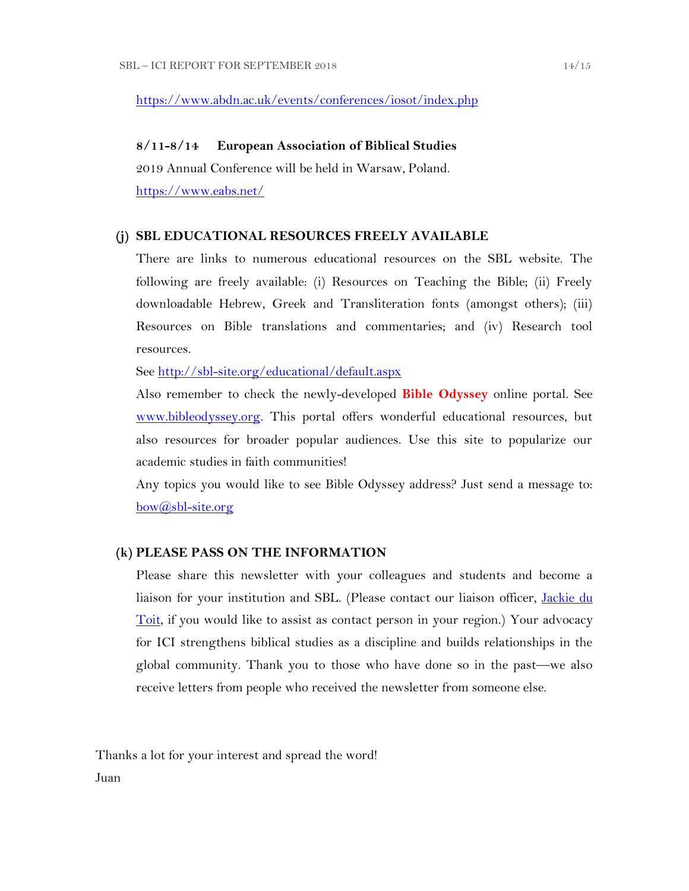https://www.abdn.ac.uk/events/conferences/iosot/index.php

**8/11-8/14 European Association of Biblical Studies**

2019 Annual Conference will be held in Warsaw, Poland.

https://www.eabs.net/

### (j) SBL EDUCATIONAL RESOURCES FREELY AVAILABLE

There are links to numerous educational resources on the SBL website. The following are freely available: (i) Resources on Teaching the Bible; (ii) Freely downloadable Hebrew, Greek and Transliteration fonts (amongst others); (iii) Resources on Bible translations and commentaries; and (iv) Research tool resources.

See http://sbl-site.org/educational/default.aspx

Also remember to check the newly-developed **Bible Odyssey** online portal. See www.bibleodyssey.org. This portal offers wonderful educational resources, but also resources for broader popular audiences. Use this site to popularize our academic studies in faith communities!

Any topics you would like to see Bible Odyssey address? Just send a message to: bow@sbl-site.org

### (k) PLEASE PASS ON THE INFORMATION

Please share this newsletter with your colleagues and students and become a liaison for your institution and SBL. (Please contact our liaison officer, Jackie du Toit, if you would like to assist as contact person in your region.) Your advocacy for ICI strengthens biblical studies as a discipline and builds relationships in the global community. Thank you to those who have done so in the past—we also receive letters from people who received the newsletter from someone else.

Thanks a lot for your interest and spread the word!

Juan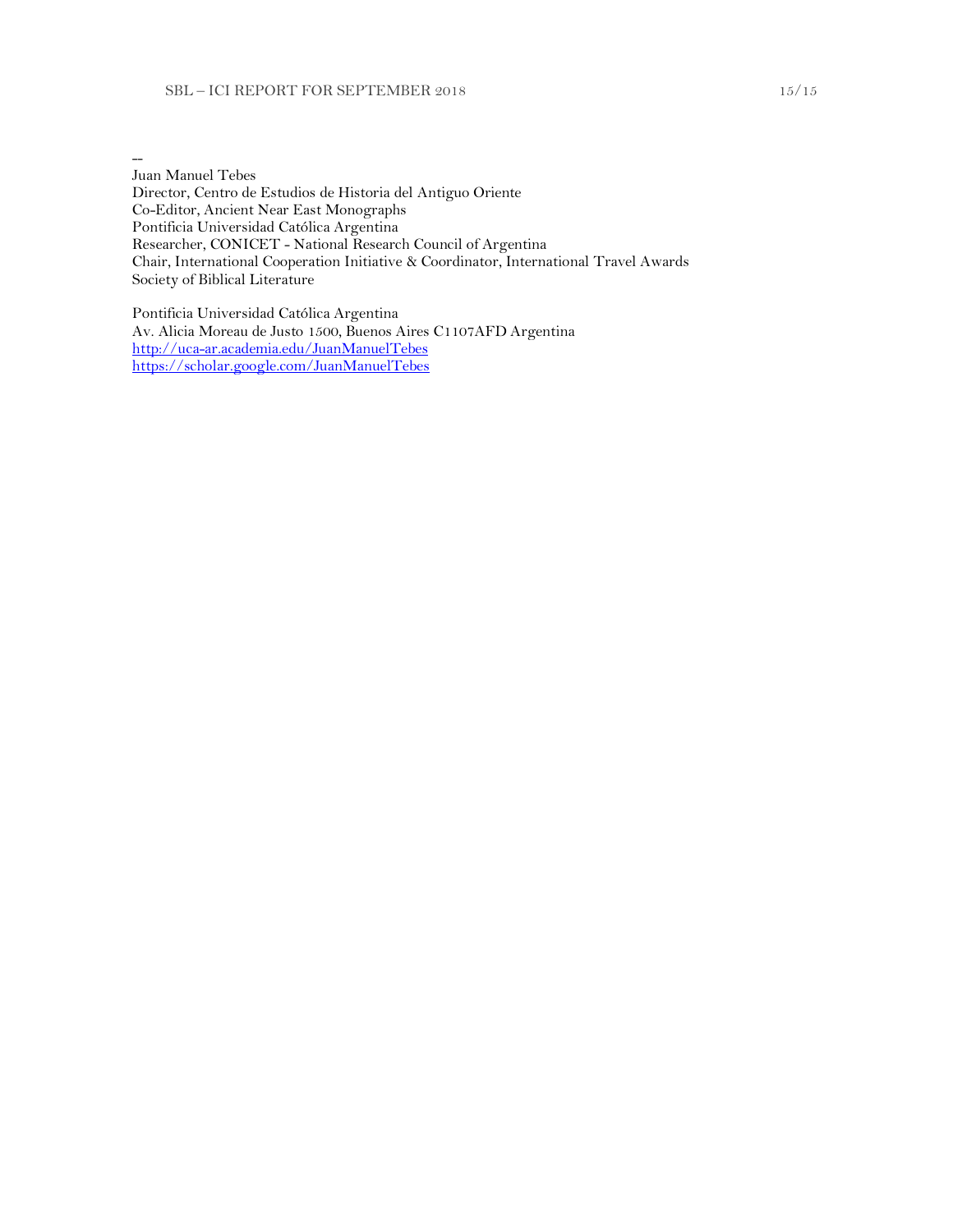--

Juan Manuel Tebes
Director, Centro de Estudios de Historia del Antiguo Oriente
Co-Editor, Ancient Near East Monographs
Pontificia Universidad Católica Argentina
Researcher, CONICET - National Research Council of Argentina
Chair, International Cooperation Initiative & Coordinator, International Travel Awards
Society of Biblical Literature

Pontificia Universidad Católica Argentina
Av. Alicia Moreau de Justo 1500, Buenos Aires C1107AFD Argentina
http://uca-ar.academia.edu/JuanManuelTebes
https://scholar.google.com/JuanManuelTebes